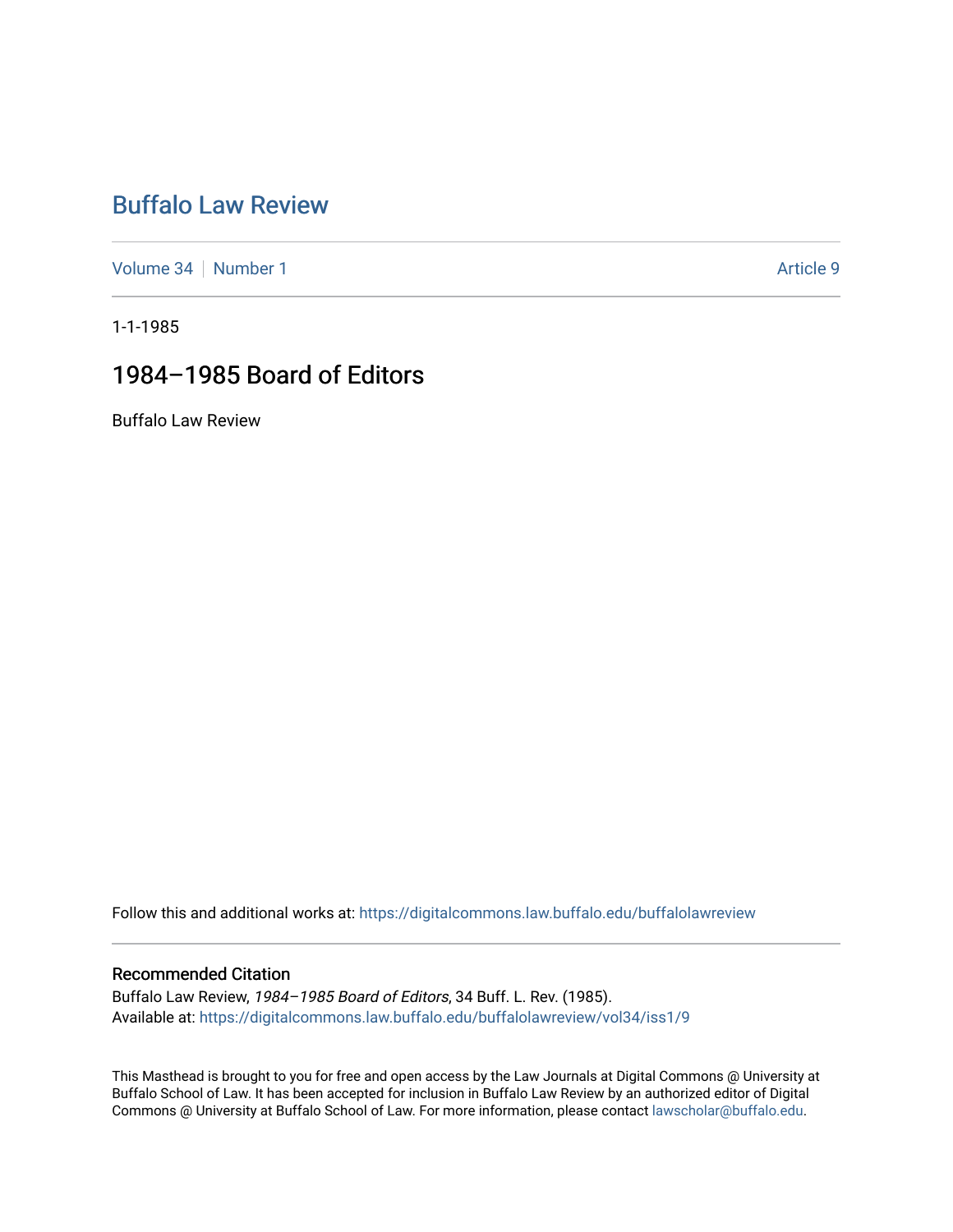# Buffalo Law Review

Volume 34 | Number 1 | Article 9

1-1-1985

## 1984–1985 Board of Editors

Buffalo Law Review

Follow this and additional works at: https://digitalcommons.law.buffalo.edu/buffalolawreview

### Recommended Citation

Buffalo Law Review, *1984–1985 Board of Editors*, 34 Buff. L. Rev. (1985).
Available at: https://digitalcommons.law.buffalo.edu/buffalolawreview/vol34/iss1/9

This Masthead is brought to you for free and open access by the Law Journals at Digital Commons @ University at Buffalo School of Law. It has been accepted for inclusion in Buffalo Law Review by an authorized editor of Digital Commons @ University at Buffalo School of Law. For more information, please contact lawscholar@buffalo.edu.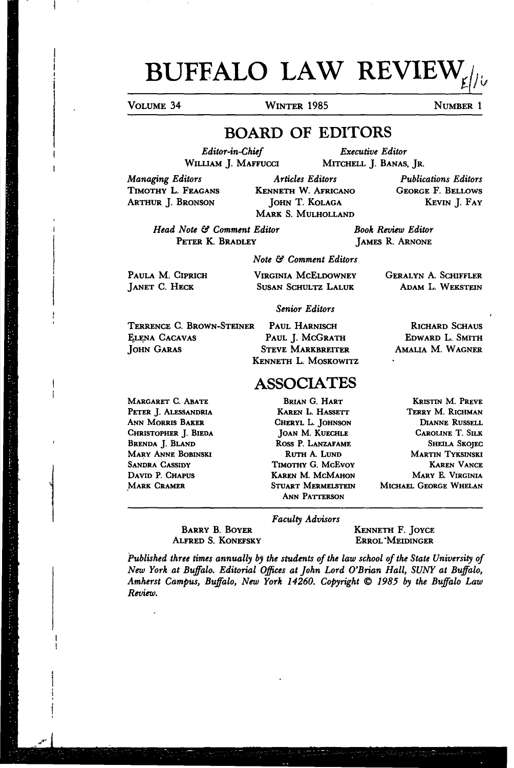# BUFFALO LAW REVIEW

VOLUME 34 WINTER 1985 NUMBER 1

## BOARD OF EDITORS

*Editor-in-Chief*
WILLIAM J. MAFFUCCI

*Executive Editor*
MITCHELL J. BANAS, JR.

*Managing Editors*
TIMOTHY L. FEAGANS
ARTHUR J. BRONSON

*Articles Editors*
KENNETH W. AFRICANO
JOHN T. KOLAGA
MARK S. MULHOLLAND

*Publications Editors*
GEORGE F. BELLOWS
KEVIN J. FAY

*Head Note & Comment Editor*
PETER K. BRADLEY

*Book Review Editor*
JAMES R. ARNONE

*Note & Comment Editors*

PAULA M. CIPRICH
JANET C. HECK
VIRGINIA MCELDOWNEY
SUSAN SCHULTZ LALUK
GERALYN A. SCHIFFLER
ADAM L. WEKSTEIN

*Senior Editors*

TERRENCE C. BROWN-STEINER
ELENA CACAVAS
JOHN GARAS
PAUL HARNISCH
PAUL J. MCGRATH
STEVE MARKBREITER
KENNETH L. MOSKOWITZ
RICHARD SCHAUS
EDWARD L. SMITH
AMALIA M. WAGNER

## ASSOCIATES

MARGARET C. ABATE
PETER J. ALESSANDRIA
ANN MORRIS BAKER
CHRISTOPHER J. BIEDA
BRENDA J. BLAND
MARY ANNE BOBINSKI
SANDRA CASSIDY
DAVID P. CHAPUS
MARK CRAMER
BRIAN G. HART
KAREN L. HASSETT
CHERYL L. JOHNSON
JOAN M. KUECHLE
ROSS P. LANZAFAME
RUTH A. LUND
TIMOTHY G. MCEVOY
KAREN M. MCMAHON
STUART MERMELSTEIN
ANN PATTERSON
KRISTIN M. PREVE
TERRY M. RICHMAN
DIANNE RUSSELL
CAROLINE T. SILK
SHEILA SKOJEC
MARTIN TYKSINSKI
KAREN VANCE
MARY E. VIRGINIA
MICHAEL GEORGE WHELAN

*Faculty Advisors*

BARRY B. BOYER
ALFRED S. KONEFSKY
KENNETH F. JOYCE
ERROL MEIDINGER

*Published three times annually by the students of the law school of the State University of New York at Buffalo. Editorial Offices at John Lord O'Brian Hall, SUNY at Buffalo, Amherst Campus, Buffalo, New York 14260. Copyright © 1985 by the Buffalo Law Review.*